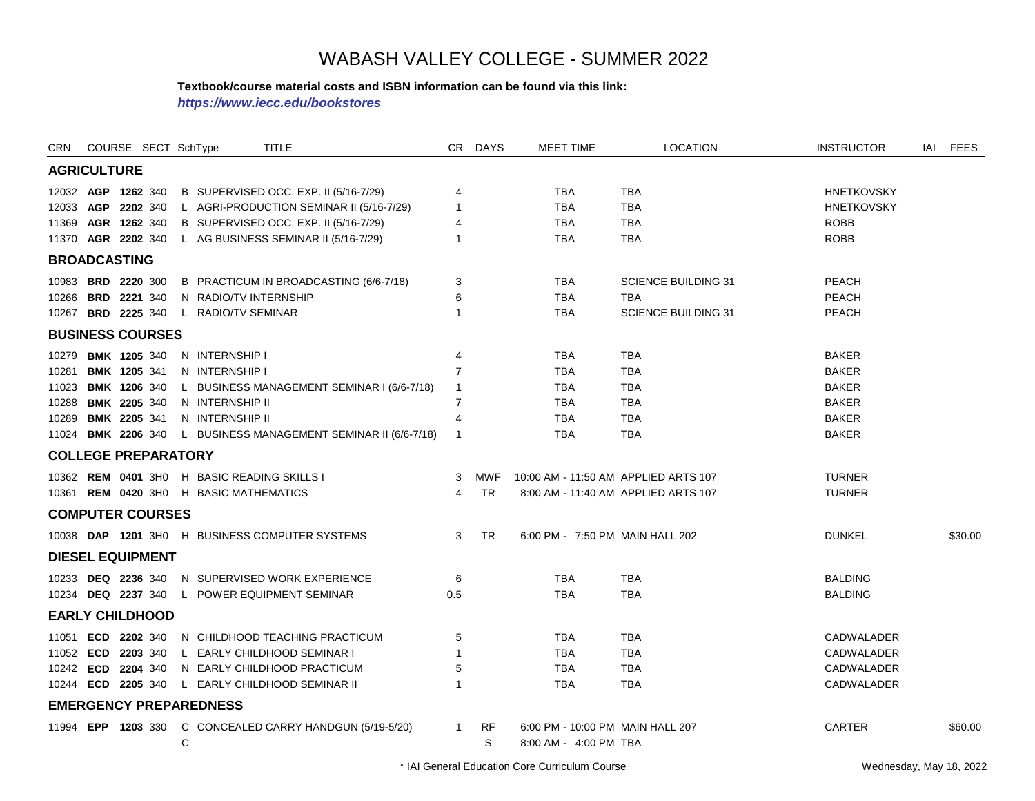# WABASH VALLEY COLLEGE - SUMMER 2022

**Textbook/course material costs and ISBN information can be found via this link:**
***https://www.iecc.edu/bookstores***

| CRN | COURSE | SECT | SchType | TITLE | CR | DAYS | MEET TIME | LOCATION | INSTRUCTOR | IAI | FEES |
|---|---|---|---|---|---|---|---|---|---|---|---|
| **AGRICULTURE** | | | | | | | | | | | |
| 12032 | **AGP 1262** | 340 | B | SUPERVISED OCC. EXP. II (5/16-7/29) | 4 | | TBA | TBA | HNETKOVSKY | | |
| 12033 | **AGP 2202** | 340 | L | AGRI-PRODUCTION SEMINAR II (5/16-7/29) | 1 | | TBA | TBA | HNETKOVSKY | | |
| 11369 | **AGR 1262** | 340 | B | SUPERVISED OCC. EXP. II (5/16-7/29) | 4 | | TBA | TBA | ROBB | | |
| 11370 | **AGR 2202** | 340 | L | AG BUSINESS SEMINAR II (5/16-7/29) | 1 | | TBA | TBA | ROBB | | |
| **BROADCASTING** | | | | | | | | | | | |
| 10983 | **BRD 2220** | 300 | B | PRACTICUM IN BROADCASTING (6/6-7/18) | 3 | | TBA | SCIENCE BUILDING 31 | PEACH | | |
| 10266 | **BRD 2221** | 340 | N | RADIO/TV INTERNSHIP | 6 | | TBA | TBA | PEACH | | |
| 10267 | **BRD 2225** | 340 | L | RADIO/TV SEMINAR | 1 | | TBA | SCIENCE BUILDING 31 | PEACH | | |
| **BUSINESS COURSES** | | | | | | | | | | | |
| 10279 | **BMK 1205** | 340 | N | INTERNSHIP I | 4 | | TBA | TBA | BAKER | | |
| 10281 | **BMK 1205** | 341 | N | INTERNSHIP I | 7 | | TBA | TBA | BAKER | | |
| 11023 | **BMK 1206** | 340 | L | BUSINESS MANAGEMENT SEMINAR I (6/6-7/18) | 1 | | TBA | TBA | BAKER | | |
| 10288 | **BMK 2205** | 340 | N | INTERNSHIP II | 7 | | TBA | TBA | BAKER | | |
| 10289 | **BMK 2205** | 341 | N | INTERNSHIP II | 4 | | TBA | TBA | BAKER | | |
| 11024 | **BMK 2206** | 340 | L | BUSINESS MANAGEMENT SEMINAR II (6/6-7/18) | 1 | | TBA | TBA | BAKER | | |
| **COLLEGE PREPARATORY** | | | | | | | | | | | |
| 10362 | **REM 0401** | 3H0 | H | BASIC READING SKILLS I | 3 | MWF | 10:00 AM - 11:50 AM | APPLIED ARTS 107 | TURNER | | |
| 10361 | **REM 0420** | 3H0 | H | BASIC MATHEMATICS | 4 | TR | 8:00 AM - 11:40 AM | APPLIED ARTS 107 | TURNER | | |
| **COMPUTER COURSES** | | | | | | | | | | | |
| 10038 | **DAP 1201** | 3H0 | H | BUSINESS COMPUTER SYSTEMS | 3 | TR | 6:00 PM - 7:50 PM | MAIN HALL 202 | DUNKEL | | $30.00 |
| **DIESEL EQUIPMENT** | | | | | | | | | | | |
| 10233 | **DEQ 2236** | 340 | N | SUPERVISED WORK EXPERIENCE | 6 | | TBA | TBA | BALDING | | |
| 10234 | **DEQ 2237** | 340 | L | POWER EQUIPMENT SEMINAR | 0.5 | | TBA | TBA | BALDING | | |
| **EARLY CHILDHOOD** | | | | | | | | | | | |
| 11051 | **ECD 2202** | 340 | N | CHILDHOOD TEACHING PRACTICUM | 5 | | TBA | TBA | CADWALADER | | |
| 11052 | **ECD 2203** | 340 | L | EARLY CHILDHOOD SEMINAR I | 1 | | TBA | TBA | CADWALADER | | |
| 10242 | **ECD 2204** | 340 | N | EARLY CHILDHOOD PRACTICUM | 5 | | TBA | TBA | CADWALADER | | |
| 10244 | **ECD 2205** | 340 | L | EARLY CHILDHOOD SEMINAR II | 1 | | TBA | TBA | CADWALADER | | |
| **EMERGENCY PREPAREDNESS** | | | | | | | | | | | |
| 11994 | **EPP 1203** | 330 | C | CONCEALED CARRY HANDGUN (5/19-5/20) | 1 | RF | 6:00 PM - 10:00 PM | MAIN HALL 207 | CARTER | | $60.00 |
| | | | C | | | S | 8:00 AM - 4:00 PM | TBA | | | |

\* IAI General Education Core Curriculum Course

Wednesday, May 18, 2022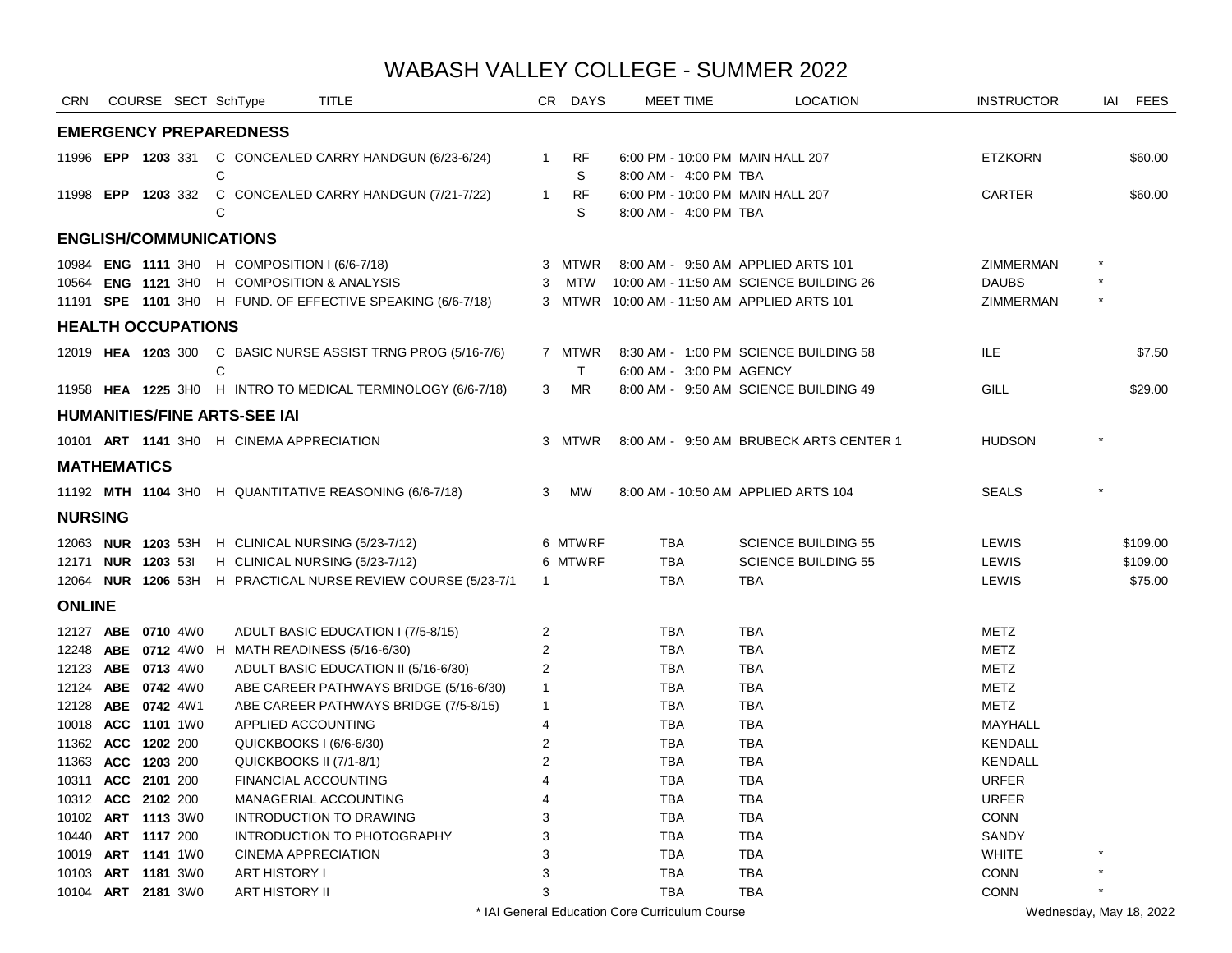# WABASH VALLEY COLLEGE - SUMMER 2022

| CRN | COURSE | SECT | SchType | TITLE | CR | DAYS | MEET TIME | LOCATION | INSTRUCTOR | IAI | FEES |
|---|---|---|---|---|---|---|---|---|---|---|---|
| **EMERGENCY PREPAREDNESS** | | | | | | | | | | | |
| 11996 | **EPP 1203** | 331 | C | CONCEALED CARRY HANDGUN (6/23-6/24) | 1 | RF | 6:00 PM - 10:00 PM | MAIN HALL 207 | ETZKORN | | $60.00 |
| | | | C | | | S | 8:00 AM - 4:00 PM | TBA | | | |
| 11998 | **EPP 1203** | 332 | C | CONCEALED CARRY HANDGUN (7/21-7/22) | 1 | RF | 6:00 PM - 10:00 PM | MAIN HALL 207 | CARTER | | $60.00 |
| | | | C | | | S | 8:00 AM - 4:00 PM | TBA | | | |
| **ENGLISH/COMMUNICATIONS** | | | | | | | | | | | |
| 10984 | **ENG 1111** | 3H0 | H | COMPOSITION I (6/6-7/18) | 3 | MTWR | 8:00 AM - 9:50 AM | APPLIED ARTS 101 | ZIMMERMAN | * | |
| 10564 | **ENG 1121** | 3H0 | H | COMPOSITION & ANALYSIS | 3 | MTW | 10:00 AM - 11:50 AM | SCIENCE BUILDING 26 | DAUBS | * | |
| 11191 | **SPE 1101** | 3H0 | H | FUND. OF EFFECTIVE SPEAKING (6/6-7/18) | 3 | MTWR | 10:00 AM - 11:50 AM | APPLIED ARTS 101 | ZIMMERMAN | * | |
| **HEALTH OCCUPATIONS** | | | | | | | | | | | |
| 12019 | **HEA 1203** | 300 | C | BASIC NURSE ASSIST TRNG PROG (5/16-7/6) | 7 | MTWR | 8:30 AM - 1:00 PM | SCIENCE BUILDING 58 | ILE | | $7.50 |
| | | | C | | | T | 6:00 AM - 3:00 PM | AGENCY | | | |
| 11958 | **HEA 1225** | 3H0 | H | INTRO TO MEDICAL TERMINOLOGY (6/6-7/18) | 3 | MR | 8:00 AM - 9:50 AM | SCIENCE BUILDING 49 | GILL | | $29.00 |
| **HUMANITIES/FINE ARTS-SEE IAI** | | | | | | | | | | | |
| 10101 | **ART 1141** | 3H0 | H | CINEMA APPRECIATION | 3 | MTWR | 8:00 AM - 9:50 AM | BRUBECK ARTS CENTER 1 | HUDSON | * | |
| **MATHEMATICS** | | | | | | | | | | | |
| 11192 | **MTH 1104** | 3H0 | H | QUANTITATIVE REASONING (6/6-7/18) | 3 | MW | 8:00 AM - 10:50 AM | APPLIED ARTS 104 | SEALS | * | |
| **NURSING** | | | | | | | | | | | |
| 12063 | **NUR 1203** | 53H | H | CLINICAL NURSING (5/23-7/12) | 6 | MTWRF | TBA | SCIENCE BUILDING 55 | LEWIS | | $109.00 |
| 12171 | **NUR 1203** | 53I | H | CLINICAL NURSING (5/23-7/12) | 6 | MTWRF | TBA | SCIENCE BUILDING 55 | LEWIS | | $109.00 |
| 12064 | **NUR 1206** | 53H | H | PRACTICAL NURSE REVIEW COURSE (5/23-7/1 | 1 | | TBA | TBA | LEWIS | | $75.00 |
| **ONLINE** | | | | | | | | | | | |
| 12127 | **ABE 0710** | 4W0 | | ADULT BASIC EDUCATION I (7/5-8/15) | 2 | | TBA | TBA | METZ | | |
| 12248 | **ABE 0712** | 4W0 | H | MATH READINESS (5/16-6/30) | 2 | | TBA | TBA | METZ | | |
| 12123 | **ABE 0713** | 4W0 | | ADULT BASIC EDUCATION II (5/16-6/30) | 2 | | TBA | TBA | METZ | | |
| 12124 | **ABE 0742** | 4W0 | | ABE CAREER PATHWAYS BRIDGE (5/16-6/30) | 1 | | TBA | TBA | METZ | | |
| 12128 | **ABE 0742** | 4W1 | | ABE CAREER PATHWAYS BRIDGE (7/5-8/15) | 1 | | TBA | TBA | METZ | | |
| 10018 | **ACC 1101** | 1W0 | | APPLIED ACCOUNTING | 4 | | TBA | TBA | MAYHALL | | |
| 11362 | **ACC 1202** | 200 | | QUICKBOOKS I (6/6-6/30) | 2 | | TBA | TBA | KENDALL | | |
| 11363 | **ACC 1203** | 200 | | QUICKBOOKS II (7/1-8/1) | 2 | | TBA | TBA | KENDALL | | |
| 10311 | **ACC 2101** | 200 | | FINANCIAL ACCOUNTING | 4 | | TBA | TBA | URFER | | |
| 10312 | **ACC 2102** | 200 | | MANAGERIAL ACCOUNTING | 4 | | TBA | TBA | URFER | | |
| 10102 | **ART 1113** | 3W0 | | INTRODUCTION TO DRAWING | 3 | | TBA | TBA | CONN | | |
| 10440 | **ART 1117** | 200 | | INTRODUCTION TO PHOTOGRAPHY | 3 | | TBA | TBA | SANDY | | |
| 10019 | **ART 1141** | 1W0 | | CINEMA APPRECIATION | 3 | | TBA | TBA | WHITE | * | |
| 10103 | **ART 1181** | 3W0 | | ART HISTORY I | 3 | | TBA | TBA | CONN | * | |
| 10104 | **ART 2181** | 3W0 | | ART HISTORY II | 3 | | TBA | TBA | CONN | * | |

\* IAI General Education Core Curriculum Course

Wednesday, May 18, 2022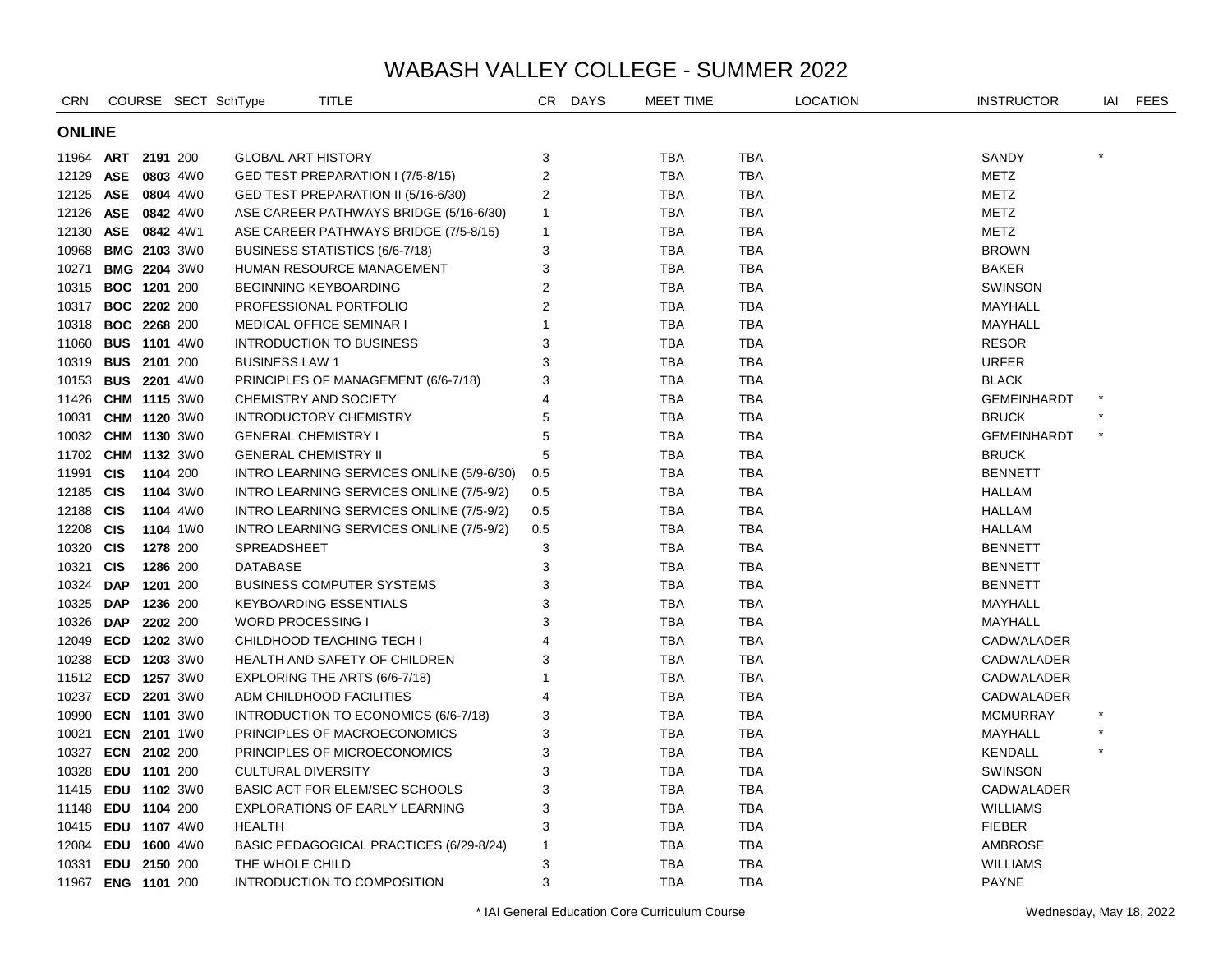# WABASH VALLEY COLLEGE - SUMMER 2022

## ONLINE

| CRN | COURSE | | SECT | SchType | TITLE | CR | DAYS | MEET TIME | LOCATION | INSTRUCTOR | IAI | FEES |
|---|---|---|---|---|---|---|---|---|---|---|---|---|
| 11964 | **ART** | **2191** | 200 | | GLOBAL ART HISTORY | 3 | | TBA | TBA | SANDY | * | |
| 12129 | **ASE** | **0803** | 4W0 | | GED TEST PREPARATION I (7/5-8/15) | 2 | | TBA | TBA | METZ | | |
| 12125 | **ASE** | **0804** | 4W0 | | GED TEST PREPARATION II (5/16-6/30) | 2 | | TBA | TBA | METZ | | |
| 12126 | **ASE** | **0842** | 4W0 | | ASE CAREER PATHWAYS BRIDGE (5/16-6/30) | 1 | | TBA | TBA | METZ | | |
| 12130 | **ASE** | **0842** | 4W1 | | ASE CAREER PATHWAYS BRIDGE (7/5-8/15) | 1 | | TBA | TBA | METZ | | |
| 10968 | **BMG** | **2103** | 3W0 | | BUSINESS STATISTICS (6/6-7/18) | 3 | | TBA | TBA | BROWN | | |
| 10271 | **BMG** | **2204** | 3W0 | | HUMAN RESOURCE MANAGEMENT | 3 | | TBA | TBA | BAKER | | |
| 10315 | **BOC** | **1201** | 200 | | BEGINNING KEYBOARDING | 2 | | TBA | TBA | SWINSON | | |
| 10317 | **BOC** | **2202** | 200 | | PROFESSIONAL PORTFOLIO | 2 | | TBA | TBA | MAYHALL | | |
| 10318 | **BOC** | **2268** | 200 | | MEDICAL OFFICE SEMINAR I | 1 | | TBA | TBA | MAYHALL | | |
| 11060 | **BUS** | **1101** | 4W0 | | INTRODUCTION TO BUSINESS | 3 | | TBA | TBA | RESOR | | |
| 10319 | **BUS** | **2101** | 200 | | BUSINESS LAW 1 | 3 | | TBA | TBA | URFER | | |
| 10153 | **BUS** | **2201** | 4W0 | | PRINCIPLES OF MANAGEMENT (6/6-7/18) | 3 | | TBA | TBA | BLACK | | |
| 11426 | **CHM** | **1115** | 3W0 | | CHEMISTRY AND SOCIETY | 4 | | TBA | TBA | GEMEINHARDT | * | |
| 10031 | **CHM** | **1120** | 3W0 | | INTRODUCTORY CHEMISTRY | 5 | | TBA | TBA | BRUCK | * | |
| 10032 | **CHM** | **1130** | 3W0 | | GENERAL CHEMISTRY I | 5 | | TBA | TBA | GEMEINHARDT | * | |
| 11702 | **CHM** | **1132** | 3W0 | | GENERAL CHEMISTRY II | 5 | | TBA | TBA | BRUCK | | |
| 11991 | **CIS** | **1104** | 200 | | INTRO LEARNING SERVICES ONLINE (5/9-6/30) | 0.5 | | TBA | TBA | BENNETT | | |
| 12185 | **CIS** | **1104** | 3W0 | | INTRO LEARNING SERVICES ONLINE (7/5-9/2) | 0.5 | | TBA | TBA | HALLAM | | |
| 12188 | **CIS** | **1104** | 4W0 | | INTRO LEARNING SERVICES ONLINE (7/5-9/2) | 0.5 | | TBA | TBA | HALLAM | | |
| 12208 | **CIS** | **1104** | 1W0 | | INTRO LEARNING SERVICES ONLINE (7/5-9/2) | 0.5 | | TBA | TBA | HALLAM | | |
| 10320 | **CIS** | **1278** | 200 | | SPREADSHEET | 3 | | TBA | TBA | BENNETT | | |
| 10321 | **CIS** | **1286** | 200 | | DATABASE | 3 | | TBA | TBA | BENNETT | | |
| 10324 | **DAP** | **1201** | 200 | | BUSINESS COMPUTER SYSTEMS | 3 | | TBA | TBA | BENNETT | | |
| 10325 | **DAP** | **1236** | 200 | | KEYBOARDING ESSENTIALS | 3 | | TBA | TBA | MAYHALL | | |
| 10326 | **DAP** | **2202** | 200 | | WORD PROCESSING I | 3 | | TBA | TBA | MAYHALL | | |
| 12049 | **ECD** | **1202** | 3W0 | | CHILDHOOD TEACHING TECH I | 4 | | TBA | TBA | CADWALADER | | |
| 10238 | **ECD** | **1203** | 3W0 | | HEALTH AND SAFETY OF CHILDREN | 3 | | TBA | TBA | CADWALADER | | |
| 11512 | **ECD** | **1257** | 3W0 | | EXPLORING THE ARTS (6/6-7/18) | 1 | | TBA | TBA | CADWALADER | | |
| 10237 | **ECD** | **2201** | 3W0 | | ADM CHILDHOOD FACILITIES | 4 | | TBA | TBA | CADWALADER | | |
| 10990 | **ECN** | **1101** | 3W0 | | INTRODUCTION TO ECONOMICS (6/6-7/18) | 3 | | TBA | TBA | MCMURRAY | * | |
| 10021 | **ECN** | **2101** | 1W0 | | PRINCIPLES OF MACROECONOMICS | 3 | | TBA | TBA | MAYHALL | * | |
| 10327 | **ECN** | **2102** | 200 | | PRINCIPLES OF MICROECONOMICS | 3 | | TBA | TBA | KENDALL | * | |
| 10328 | **EDU** | **1101** | 200 | | CULTURAL DIVERSITY | 3 | | TBA | TBA | SWINSON | | |
| 11415 | **EDU** | **1102** | 3W0 | | BASIC ACT FOR ELEM/SEC SCHOOLS | 3 | | TBA | TBA | CADWALADER | | |
| 11148 | **EDU** | **1104** | 200 | | EXPLORATIONS OF EARLY LEARNING | 3 | | TBA | TBA | WILLIAMS | | |
| 10415 | **EDU** | **1107** | 4W0 | | HEALTH | 3 | | TBA | TBA | FIEBER | | |
| 12084 | **EDU** | **1600** | 4W0 | | BASIC PEDAGOGICAL PRACTICES (6/29-8/24) | 1 | | TBA | TBA | AMBROSE | | |
| 10331 | **EDU** | **2150** | 200 | | THE WHOLE CHILD | 3 | | TBA | TBA | WILLIAMS | | |
| 11967 | **ENG** | **1101** | 200 | | INTRODUCTION TO COMPOSITION | 3 | | TBA | TBA | PAYNE | | |

\* IAI General Education Core Curriculum Course

Wednesday, May 18, 2022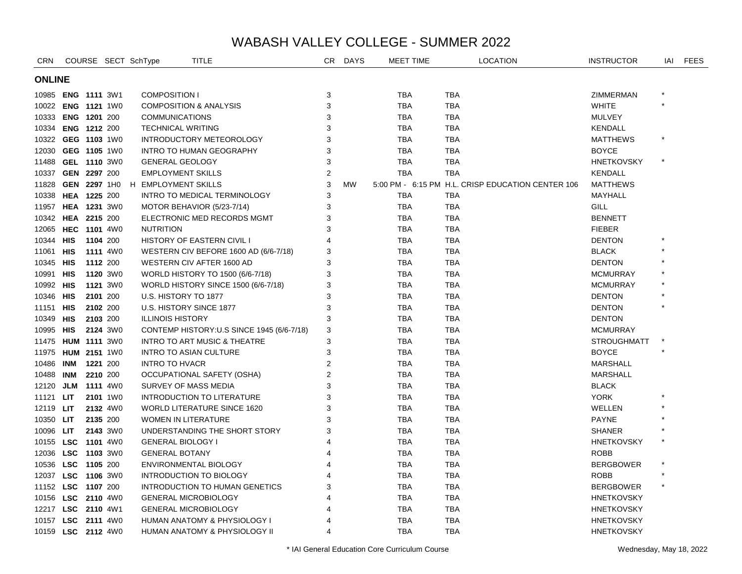# WABASH VALLEY COLLEGE - SUMMER 2022

| CRN | COURSE | | SECT | SchType | TITLE | CR | DAYS | MEET TIME | LOCATION | INSTRUCTOR | IAI | FEES |
|---|---|---|---|---|---|---|---|---|---|---|---|---|
| **ONLINE** | | | | | | | | | | | | |
| 10985 | **ENG** | **1111** | 3W1 | | COMPOSITION I | 3 | | TBA | TBA | ZIMMERMAN | * | |
| 10022 | **ENG** | **1121** | 1W0 | | COMPOSITION & ANALYSIS | 3 | | TBA | TBA | WHITE | * | |
| 10333 | **ENG** | **1201** | 200 | | COMMUNICATIONS | 3 | | TBA | TBA | MULVEY | | |
| 10334 | **ENG** | **1212** | 200 | | TECHNICAL WRITING | 3 | | TBA | TBA | KENDALL | | |
| 10322 | **GEG** | **1103** | 1W0 | | INTRODUCTORY METEOROLOGY | 3 | | TBA | TBA | MATTHEWS | * | |
| 12030 | **GEG** | **1105** | 1W0 | | INTRO TO HUMAN GEOGRAPHY | 3 | | TBA | TBA | BOYCE | | |
| 11488 | **GEL** | **1110** | 3W0 | | GENERAL GEOLOGY | 3 | | TBA | TBA | HNETKOVSKY | * | |
| 10337 | **GEN** | **2297** | 200 | | EMPLOYMENT SKILLS | 2 | | TBA | TBA | KENDALL | | |
| 11828 | **GEN** | **2297** | 1H0 | H | EMPLOYMENT SKILLS | 3 | MW | 5:00 PM - 6:15 PM | H.L. CRISP EDUCATION CENTER 106 | MATTHEWS | | |
| 10338 | **HEA** | **1225** | 200 | | INTRO TO MEDICAL TERMINOLOGY | 3 | | TBA | TBA | MAYHALL | | |
| 11957 | **HEA** | **1231** | 3W0 | | MOTOR BEHAVIOR (5/23-7/14) | 3 | | TBA | TBA | GILL | | |
| 10342 | **HEA** | **2215** | 200 | | ELECTRONIC MED RECORDS MGMT | 3 | | TBA | TBA | BENNETT | | |
| 12065 | **HEC** | **1101** | 4W0 | | NUTRITION | 3 | | TBA | TBA | FIEBER | | |
| 10344 | **HIS** | **1104** | 200 | | HISTORY OF EASTERN CIVIL I | 4 | | TBA | TBA | DENTON | * | |
| 11061 | **HIS** | **1111** | 4W0 | | WESTERN CIV BEFORE 1600 AD (6/6-7/18) | 3 | | TBA | TBA | BLACK | * | |
| 10345 | **HIS** | **1112** | 200 | | WESTERN CIV AFTER 1600 AD | 3 | | TBA | TBA | DENTON | * | |
| 10991 | **HIS** | **1120** | 3W0 | | WORLD HISTORY TO 1500 (6/6-7/18) | 3 | | TBA | TBA | MCMURRAY | * | |
| 10992 | **HIS** | **1121** | 3W0 | | WORLD HISTORY SINCE 1500 (6/6-7/18) | 3 | | TBA | TBA | MCMURRAY | * | |
| 10346 | **HIS** | **2101** | 200 | | U.S. HISTORY TO 1877 | 3 | | TBA | TBA | DENTON | * | |
| 11151 | **HIS** | **2102** | 200 | | U.S. HISTORY SINCE 1877 | 3 | | TBA | TBA | DENTON | * | |
| 10349 | **HIS** | **2103** | 200 | | ILLINOIS HISTORY | 3 | | TBA | TBA | DENTON | | |
| 10995 | **HIS** | **2124** | 3W0 | | CONTEMP HISTORY:U.S SINCE 1945 (6/6-7/18) | 3 | | TBA | TBA | MCMURRAY | | |
| 11475 | **HUM** | **1111** | 3W0 | | INTRO TO ART MUSIC & THEATRE | 3 | | TBA | TBA | STROUGHMATT | * | |
| 11975 | **HUM** | **2151** | 1W0 | | INTRO TO ASIAN CULTURE | 3 | | TBA | TBA | BOYCE | * | |
| 10486 | **INM** | **1221** | 200 | | INTRO TO HVACR | 2 | | TBA | TBA | MARSHALL | | |
| 10488 | **INM** | **2210** | 200 | | OCCUPATIONAL SAFETY (OSHA) | 2 | | TBA | TBA | MARSHALL | | |
| 12120 | **JLM** | **1111** | 4W0 | | SURVEY OF MASS MEDIA | 3 | | TBA | TBA | BLACK | | |
| 11121 | **LIT** | **2101** | 1W0 | | INTRODUCTION TO LITERATURE | 3 | | TBA | TBA | YORK | * | |
| 12119 | **LIT** | **2132** | 4W0 | | WORLD LITERATURE SINCE 1620 | 3 | | TBA | TBA | WELLEN | * | |
| 10350 | **LIT** | **2135** | 200 | | WOMEN IN LITERATURE | 3 | | TBA | TBA | PAYNE | * | |
| 10096 | **LIT** | **2143** | 3W0 | | UNDERSTANDING THE SHORT STORY | 3 | | TBA | TBA | SHANER | * | |
| 10155 | **LSC** | **1101** | 4W0 | | GENERAL BIOLOGY I | 4 | | TBA | TBA | HNETKOVSKY | * | |
| 12036 | **LSC** | **1103** | 3W0 | | GENERAL BOTANY | 4 | | TBA | TBA | ROBB | | |
| 10536 | **LSC** | **1105** | 200 | | ENVIRONMENTAL BIOLOGY | 4 | | TBA | TBA | BERGBOWER | * | |
| 12037 | **LSC** | **1106** | 3W0 | | INTRODUCTION TO BIOLOGY | 4 | | TBA | TBA | ROBB | * | |
| 11152 | **LSC** | **1107** | 200 | | INTRODUCTION TO HUMAN GENETICS | 3 | | TBA | TBA | BERGBOWER | * | |
| 10156 | **LSC** | **2110** | 4W0 | | GENERAL MICROBIOLOGY | 4 | | TBA | TBA | HNETKOVSKY | | |
| 12217 | **LSC** | **2110** | 4W1 | | GENERAL MICROBIOLOGY | 4 | | TBA | TBA | HNETKOVSKY | | |
| 10157 | **LSC** | **2111** | 4W0 | | HUMAN ANATOMY & PHYSIOLOGY I | 4 | | TBA | TBA | HNETKOVSKY | | |
| 10159 | **LSC** | **2112** | 4W0 | | HUMAN ANATOMY & PHYSIOLOGY II | 4 | | TBA | TBA | HNETKOVSKY | | |

* IAI General Education Core Curriculum Course

Wednesday, May 18, 2022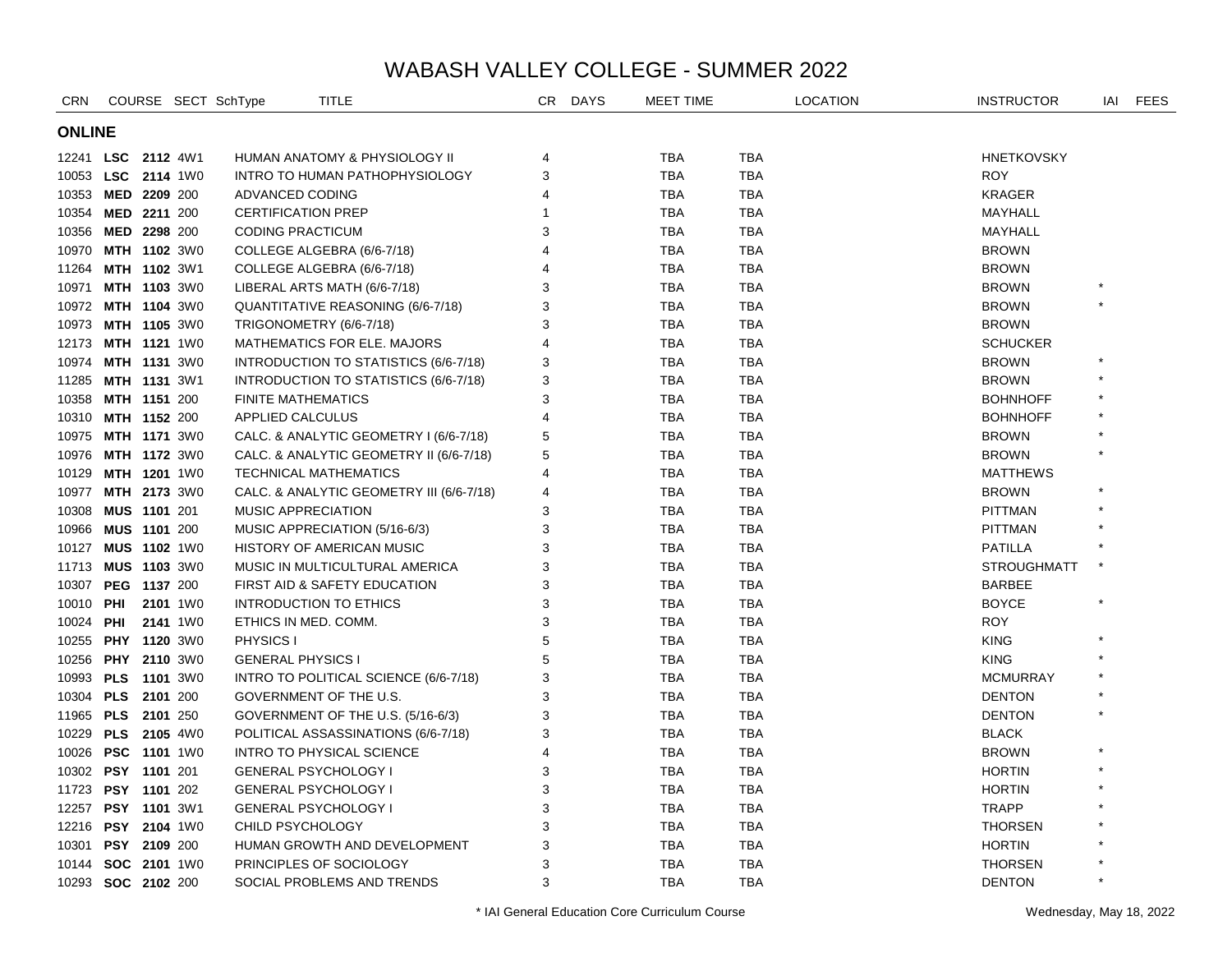# WABASH VALLEY COLLEGE - SUMMER 2022

## ONLINE

| CRN | COURSE | | SECT | SchType | TITLE | CR | DAYS | MEET TIME | LOCATION | INSTRUCTOR | IAI | FEES |
|---|---|---|---|---|---|---|---|---|---|---|---|---|
| 12241 | **LSC** | **2112** | 4W1 | | HUMAN ANATOMY & PHYSIOLOGY II | 4 | | TBA | TBA | HNETKOVSKY | | |
| 10053 | **LSC** | **2114** | 1W0 | | INTRO TO HUMAN PATHOPHYSIOLOGY | 3 | | TBA | TBA | ROY | | |
| 10353 | **MED** | **2209** | 200 | | ADVANCED CODING | 4 | | TBA | TBA | KRAGER | | |
| 10354 | **MED** | **2211** | 200 | | CERTIFICATION PREP | 1 | | TBA | TBA | MAYHALL | | |
| 10356 | **MED** | **2298** | 200 | | CODING PRACTICUM | 3 | | TBA | TBA | MAYHALL | | |
| 10970 | **MTH** | **1102** | 3W0 | | COLLEGE ALGEBRA (6/6-7/18) | 4 | | TBA | TBA | BROWN | | |
| 11264 | **MTH** | **1102** | 3W1 | | COLLEGE ALGEBRA (6/6-7/18) | 4 | | TBA | TBA | BROWN | | |
| 10971 | **MTH** | **1103** | 3W0 | | LIBERAL ARTS MATH (6/6-7/18) | 3 | | TBA | TBA | BROWN | * | |
| 10972 | **MTH** | **1104** | 3W0 | | QUANTITATIVE REASONING (6/6-7/18) | 3 | | TBA | TBA | BROWN | * | |
| 10973 | **MTH** | **1105** | 3W0 | | TRIGONOMETRY (6/6-7/18) | 3 | | TBA | TBA | BROWN | | |
| 12173 | **MTH** | **1121** | 1W0 | | MATHEMATICS FOR ELE. MAJORS | 4 | | TBA | TBA | SCHUCKER | | |
| 10974 | **MTH** | **1131** | 3W0 | | INTRODUCTION TO STATISTICS (6/6-7/18) | 3 | | TBA | TBA | BROWN | * | |
| 11285 | **MTH** | **1131** | 3W1 | | INTRODUCTION TO STATISTICS (6/6-7/18) | 3 | | TBA | TBA | BROWN | * | |
| 10358 | **MTH** | **1151** | 200 | | FINITE MATHEMATICS | 3 | | TBA | TBA | BOHNHOFF | * | |
| 10310 | **MTH** | **1152** | 200 | | APPLIED CALCULUS | 4 | | TBA | TBA | BOHNHOFF | * | |
| 10975 | **MTH** | **1171** | 3W0 | | CALC. & ANALYTIC GEOMETRY I (6/6-7/18) | 5 | | TBA | TBA | BROWN | * | |
| 10976 | **MTH** | **1172** | 3W0 | | CALC. & ANALYTIC GEOMETRY II (6/6-7/18) | 5 | | TBA | TBA | BROWN | * | |
| 10129 | **MTH** | **1201** | 1W0 | | TECHNICAL MATHEMATICS | 4 | | TBA | TBA | MATTHEWS | | |
| 10977 | **MTH** | **2173** | 3W0 | | CALC. & ANALYTIC GEOMETRY III (6/6-7/18) | 4 | | TBA | TBA | BROWN | * | |
| 10308 | **MUS** | **1101** | 201 | | MUSIC APPRECIATION | 3 | | TBA | TBA | PITTMAN | * | |
| 10966 | **MUS** | **1101** | 200 | | MUSIC APPRECIATION (5/16-6/3) | 3 | | TBA | TBA | PITTMAN | * | |
| 10127 | **MUS** | **1102** | 1W0 | | HISTORY OF AMERICAN MUSIC | 3 | | TBA | TBA | PATILLA | * | |
| 11713 | **MUS** | **1103** | 3W0 | | MUSIC IN MULTICULTURAL AMERICA | 3 | | TBA | TBA | STROUGHMATT | * | |
| 10307 | **PEG** | **1137** | 200 | | FIRST AID & SAFETY EDUCATION | 3 | | TBA | TBA | BARBEE | | |
| 10010 | **PHI** | **2101** | 1W0 | | INTRODUCTION TO ETHICS | 3 | | TBA | TBA | BOYCE | * | |
| 10024 | **PHI** | **2141** | 1W0 | | ETHICS IN MED. COMM. | 3 | | TBA | TBA | ROY | | |
| 10255 | **PHY** | **1120** | 3W0 | | PHYSICS I | 5 | | TBA | TBA | KING | * | |
| 10256 | **PHY** | **2110** | 3W0 | | GENERAL PHYSICS I | 5 | | TBA | TBA | KING | * | |
| 10993 | **PLS** | **1101** | 3W0 | | INTRO TO POLITICAL SCIENCE (6/6-7/18) | 3 | | TBA | TBA | MCMURRAY | * | |
| 10304 | **PLS** | **2101** | 200 | | GOVERNMENT OF THE U.S. | 3 | | TBA | TBA | DENTON | * | |
| 11965 | **PLS** | **2101** | 250 | | GOVERNMENT OF THE U.S. (5/16-6/3) | 3 | | TBA | TBA | DENTON | * | |
| 10229 | **PLS** | **2105** | 4W0 | | POLITICAL ASSASSINATIONS (6/6-7/18) | 3 | | TBA | TBA | BLACK | | |
| 10026 | **PSC** | **1101** | 1W0 | | INTRO TO PHYSICAL SCIENCE | 4 | | TBA | TBA | BROWN | * | |
| 10302 | **PSY** | **1101** | 201 | | GENERAL PSYCHOLOGY I | 3 | | TBA | TBA | HORTIN | * | |
| 11723 | **PSY** | **1101** | 202 | | GENERAL PSYCHOLOGY I | 3 | | TBA | TBA | HORTIN | * | |
| 12257 | **PSY** | **1101** | 3W1 | | GENERAL PSYCHOLOGY I | 3 | | TBA | TBA | TRAPP | * | |
| 12216 | **PSY** | **2104** | 1W0 | | CHILD PSYCHOLOGY | 3 | | TBA | TBA | THORSEN | * | |
| 10301 | **PSY** | **2109** | 200 | | HUMAN GROWTH AND DEVELOPMENT | 3 | | TBA | TBA | HORTIN | * | |
| 10144 | **SOC** | **2101** | 1W0 | | PRINCIPLES OF SOCIOLOGY | 3 | | TBA | TBA | THORSEN | * | |
| 10293 | **SOC** | **2102** | 200 | | SOCIAL PROBLEMS AND TRENDS | 3 | | TBA | TBA | DENTON | * | |

\* IAI General Education Core Curriculum Course

Wednesday, May 18, 2022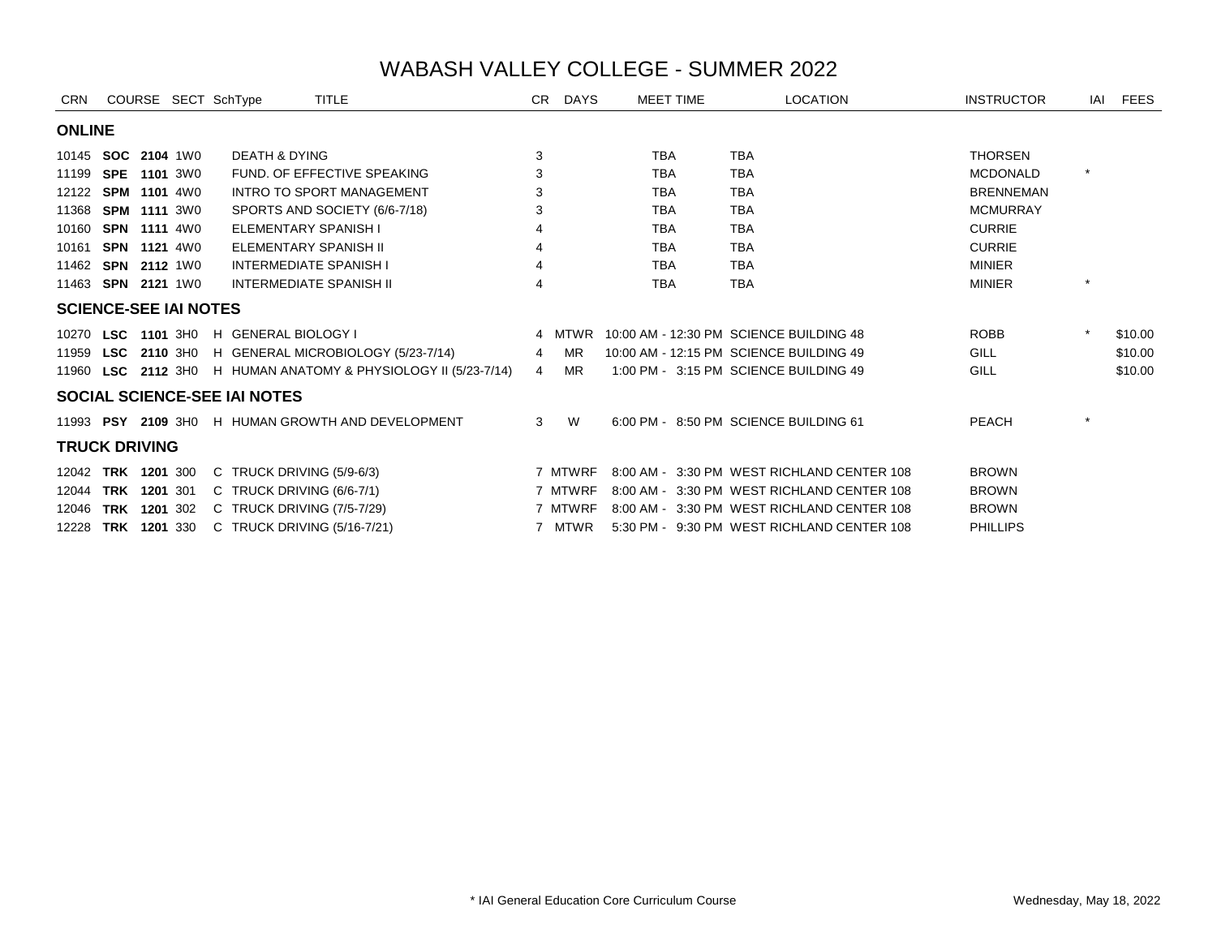# WABASH VALLEY COLLEGE - SUMMER 2022

| CRN | COURSE | | SECT | SchType | TITLE | CR | DAYS | MEET TIME | LOCATION | INSTRUCTOR | IAI | FEES |
|---|---|---|---|---|---|---|---|---|---|---|---|---|
| **ONLINE** | | | | | | | | | | | | |
| 10145 | **SOC** | **2104** | 1W0 | | DEATH & DYING | 3 | | TBA | TBA | THORSEN | | |
| 11199 | **SPE** | **1101** | 3W0 | | FUND. OF EFFECTIVE SPEAKING | 3 | | TBA | TBA | MCDONALD | * | |
| 12122 | **SPM** | **1101** | 4W0 | | INTRO TO SPORT MANAGEMENT | 3 | | TBA | TBA | BRENNEMAN | | |
| 11368 | **SPM** | **1111** | 3W0 | | SPORTS AND SOCIETY (6/6-7/18) | 3 | | TBA | TBA | MCMURRAY | | |
| 10160 | **SPN** | **1111** | 4W0 | | ELEMENTARY SPANISH I | 4 | | TBA | TBA | CURRIE | | |
| 10161 | **SPN** | **1121** | 4W0 | | ELEMENTARY SPANISH II | 4 | | TBA | TBA | CURRIE | | |
| 11462 | **SPN** | **2112** | 1W0 | | INTERMEDIATE SPANISH I | 4 | | TBA | TBA | MINIER | | |
| 11463 | **SPN** | **2121** | 1W0 | | INTERMEDIATE SPANISH II | 4 | | TBA | TBA | MINIER | * | |
| **SCIENCE-SEE IAI NOTES** | | | | | | | | | | | | |
| 10270 | **LSC** | **1101** | 3H0 | H | GENERAL BIOLOGY I | 4 | MTWR | 10:00 AM - 12:30 PM | SCIENCE BUILDING 48 | ROBB | * | $10.00 |
| 11959 | **LSC** | **2110** | 3H0 | H | GENERAL MICROBIOLOGY (5/23-7/14) | 4 | MR | 10:00 AM - 12:15 PM | SCIENCE BUILDING 49 | GILL | | $10.00 |
| 11960 | **LSC** | **2112** | 3H0 | H | HUMAN ANATOMY & PHYSIOLOGY II (5/23-7/14) | 4 | MR | 1:00 PM - 3:15 PM | SCIENCE BUILDING 49 | GILL | | $10.00 |
| **SOCIAL SCIENCE-SEE IAI NOTES** | | | | | | | | | | | | |
| 11993 | **PSY** | **2109** | 3H0 | H | HUMAN GROWTH AND DEVELOPMENT | 3 | W | 6:00 PM - 8:50 PM | SCIENCE BUILDING 61 | PEACH | * | |
| **TRUCK DRIVING** | | | | | | | | | | | | |
| 12042 | **TRK** | **1201** | 300 | C | TRUCK DRIVING (5/9-6/3) | 7 | MTWRF | 8:00 AM - 3:30 PM | WEST RICHLAND CENTER 108 | BROWN | | |
| 12044 | **TRK** | **1201** | 301 | C | TRUCK DRIVING (6/6-7/1) | 7 | MTWRF | 8:00 AM - 3:30 PM | WEST RICHLAND CENTER 108 | BROWN | | |
| 12046 | **TRK** | **1201** | 302 | C | TRUCK DRIVING (7/5-7/29) | 7 | MTWRF | 8:00 AM - 3:30 PM | WEST RICHLAND CENTER 108 | BROWN | | |
| 12228 | **TRK** | **1201** | 330 | C | TRUCK DRIVING (5/16-7/21) | 7 | MTWR | 5:30 PM - 9:30 PM | WEST RICHLAND CENTER 108 | PHILLIPS | | |

* IAI General Education Core Curriculum Course

Wednesday, May 18, 2022